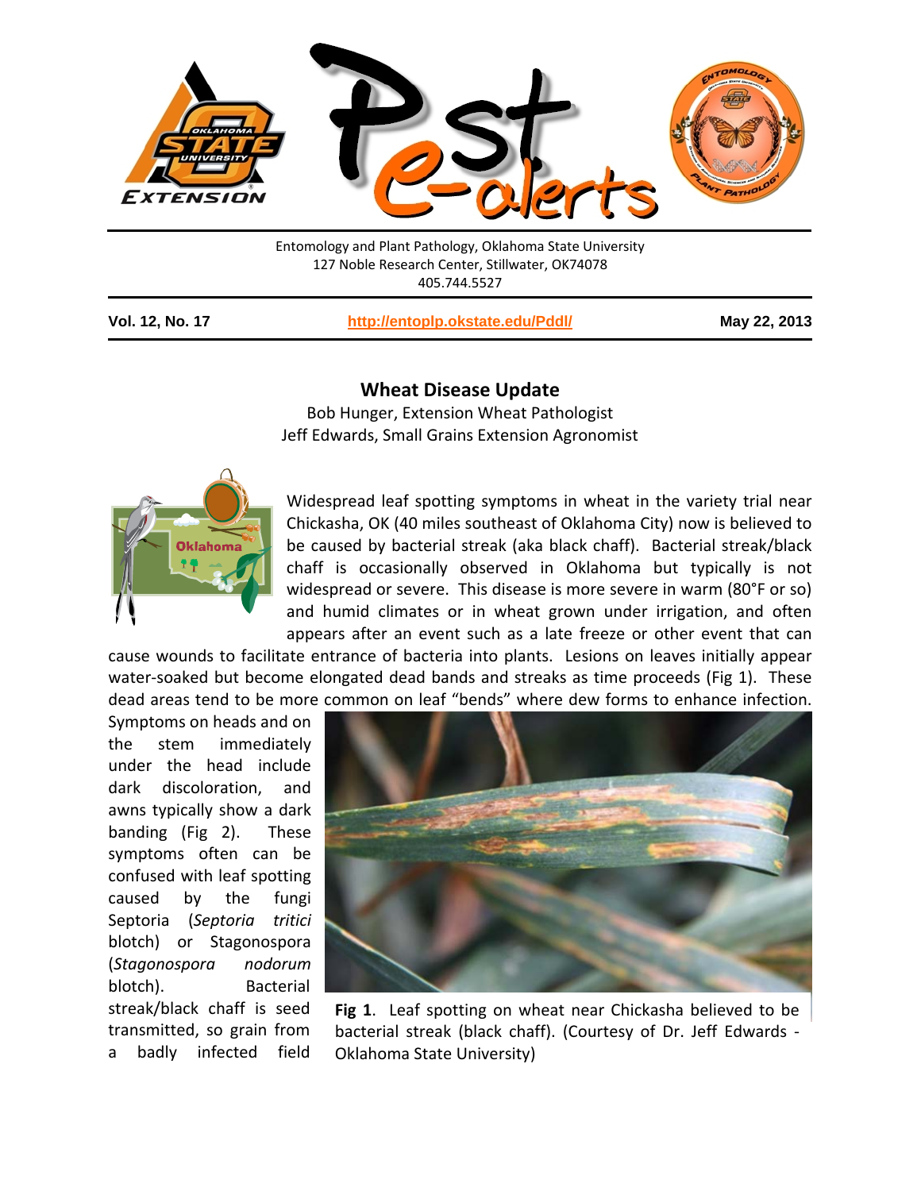Entomology and Plant Pathology, Oklahoma State University
127 Noble Research Center, Stillwater, OK74078
405.744.5527

**Vol. 12, No. 17** | **http://entoplp.okstate.edu/Pddl/** | **May 22, 2013**

## Wheat Disease Update

Bob Hunger, Extension Wheat Pathologist
Jeff Edwards, Small Grains Extension Agronomist

Widespread leaf spotting symptoms in wheat in the variety trial near Chickasha, OK (40 miles southeast of Oklahoma City) now is believed to be caused by bacterial streak (aka black chaff). Bacterial streak/black chaff is occasionally observed in Oklahoma but typically is not widespread or severe. This disease is more severe in warm (80°F or so) and humid climates or in wheat grown under irrigation, and often appears after an event such as a late freeze or other event that can cause wounds to facilitate entrance of bacteria into plants. Lesions on leaves initially appear water-soaked but become elongated dead bands and streaks as time proceeds (Fig 1). These dead areas tend to be more common on leaf "bends" where dew forms to enhance infection. Symptoms on heads and on the stem immediately under the head include dark discoloration, and awns typically show a dark banding (Fig 2). These symptoms often can be confused with leaf spotting caused by the fungi Septoria (*Septoria tritici* blotch) or Stagonospora (*Stagonospora nodorum* blotch). Bacterial streak/black chaff is seed transmitted, so grain from a badly infected field

**Fig 1**. Leaf spotting on wheat near Chickasha believed to be bacterial streak (black chaff). (Courtesy of Dr. Jeff Edwards - Oklahoma State University)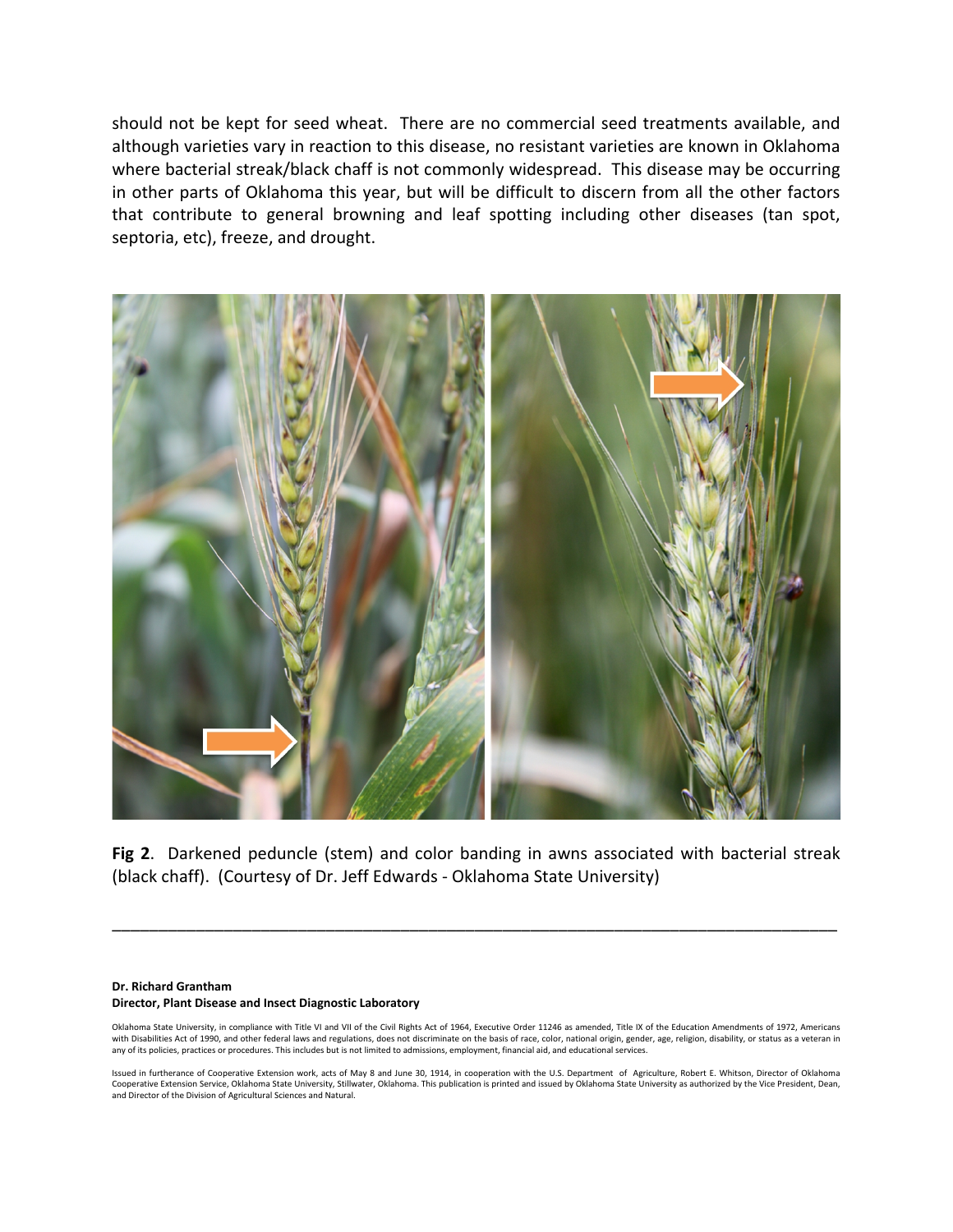should not be kept for seed wheat. There are no commercial seed treatments available, and although varieties vary in reaction to this disease, no resistant varieties are known in Oklahoma where bacterial streak/black chaff is not commonly widespread. This disease may be occurring in other parts of Oklahoma this year, but will be difficult to discern from all the other factors that contribute to general browning and leaf spotting including other diseases (tan spot, septoria, etc), freeze, and drought.

**Fig 2**. Darkened peduncle (stem) and color banding in awns associated with bacterial streak (black chaff). (Courtesy of Dr. Jeff Edwards - Oklahoma State University)

---

**Dr. Richard Grantham**
**Director, Plant Disease and Insect Diagnostic Laboratory**

Oklahoma State University, in compliance with Title VI and VII of the Civil Rights Act of 1964, Executive Order 11246 as amended, Title IX of the Education Amendments of 1972, Americans with Disabilities Act of 1990, and other federal laws and regulations, does not discriminate on the basis of race, color, national origin, gender, age, religion, disability, or status as a veteran in any of its policies, practices or procedures. This includes but is not limited to admissions, employment, financial aid, and educational services.

Issued in furtherance of Cooperative Extension work, acts of May 8 and June 30, 1914, in cooperation with the U.S. Department of Agriculture, Robert E. Whitson, Director of Oklahoma Cooperative Extension Service, Oklahoma State University, Stillwater, Oklahoma. This publication is printed and issued by Oklahoma State University as authorized by the Vice President, Dean, and Director of the Division of Agricultural Sciences and Natural.